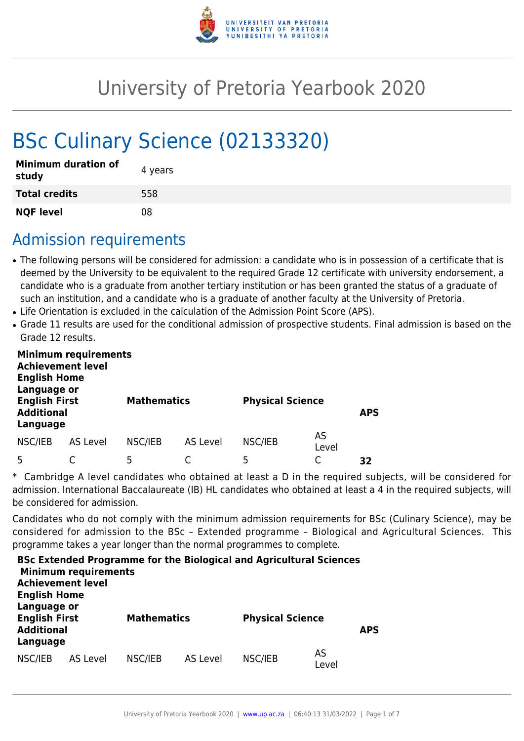# University of Pretoria Yearbook 2020

## BSc Culinary Science (02133320)

| | |
|---|---|
| **Minimum duration of study** | 4 years |
| **Total credits** | 558 |
| **NQF level** | 08 |

## Admission requirements

- The following persons will be considered for admission: a candidate who is in possession of a certificate that is deemed by the University to be equivalent to the required Grade 12 certificate with university endorsement, a candidate who is a graduate from another tertiary institution or has been granted the status of a graduate of such an institution, and a candidate who is a graduate of another faculty at the University of Pretoria.
- Life Orientation is excluded in the calculation of the Admission Point Score (APS).
- Grade 11 results are used for the conditional admission of prospective students. Final admission is based on the Grade 12 results.

| **Minimum requirements Achievement level English Home Language or English First Additional Language** | | **Mathematics** | | **Physical Science** | | **APS** |
|---|---|---|---|---|---|---|
| NSC/IEB | AS Level | NSC/IEB | AS Level | NSC/IEB | AS Level | |
| 5 | C | 5 | C | 5 | C | **32** |

* Cambridge A level candidates who obtained at least a D in the required subjects, will be considered for admission. International Baccalaureate (IB) HL candidates who obtained at least a 4 in the required subjects, will be considered for admission.

Candidates who do not comply with the minimum admission requirements for BSc (Culinary Science), may be considered for admission to the BSc – Extended programme – Biological and Agricultural Sciences. This programme takes a year longer than the normal programmes to complete.

**BSc Extended Programme for the Biological and Agricultural Sciences**

| **Minimum requirements Achievement level English Home Language or English First Additional Language** | | **Mathematics** | | **Physical Science** | | **APS** |
|---|---|---|---|---|---|---|
| NSC/IEB | AS Level | NSC/IEB | AS Level | NSC/IEB | AS Level | |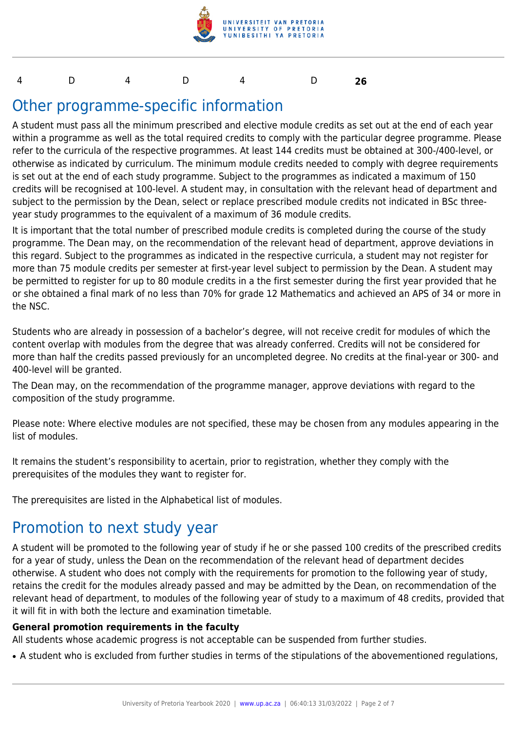| 4 | D | 4 | D | 4 | D | **26** |
|---|---|---|---|---|---|---|

## Other programme-specific information

A student must pass all the minimum prescribed and elective module credits as set out at the end of each year within a programme as well as the total required credits to comply with the particular degree programme. Please refer to the curricula of the respective programmes. At least 144 credits must be obtained at 300-/400-level, or otherwise as indicated by curriculum. The minimum module credits needed to comply with degree requirements is set out at the end of each study programme. Subject to the programmes as indicated a maximum of 150 credits will be recognised at 100-level. A student may, in consultation with the relevant head of department and subject to the permission by the Dean, select or replace prescribed module credits not indicated in BSc three-year study programmes to the equivalent of a maximum of 36 module credits.

It is important that the total number of prescribed module credits is completed during the course of the study programme. The Dean may, on the recommendation of the relevant head of department, approve deviations in this regard. Subject to the programmes as indicated in the respective curricula, a student may not register for more than 75 module credits per semester at first-year level subject to permission by the Dean. A student may be permitted to register for up to 80 module credits in a the first semester during the first year provided that he or she obtained a final mark of no less than 70% for grade 12 Mathematics and achieved an APS of 34 or more in the NSC.

Students who are already in possession of a bachelor's degree, will not receive credit for modules of which the content overlap with modules from the degree that was already conferred. Credits will not be considered for more than half the credits passed previously for an uncompleted degree. No credits at the final-year or 300- and 400-level will be granted.

The Dean may, on the recommendation of the programme manager, approve deviations with regard to the composition of the study programme.

Please note: Where elective modules are not specified, these may be chosen from any modules appearing in the list of modules.

It remains the student's responsibility to acertain, prior to registration, whether they comply with the prerequisites of the modules they want to register for.

The prerequisites are listed in the Alphabetical list of modules.

## Promotion to next study year

A student will be promoted to the following year of study if he or she passed 100 credits of the prescribed credits for a year of study, unless the Dean on the recommendation of the relevant head of department decides otherwise. A student who does not comply with the requirements for promotion to the following year of study, retains the credit for the modules already passed and may be admitted by the Dean, on recommendation of the relevant head of department, to modules of the following year of study to a maximum of 48 credits, provided that it will fit in with both the lecture and examination timetable.

**General promotion requirements in the faculty**

All students whose academic progress is not acceptable can be suspended from further studies.

- A student who is excluded from further studies in terms of the stipulations of the abovementioned regulations,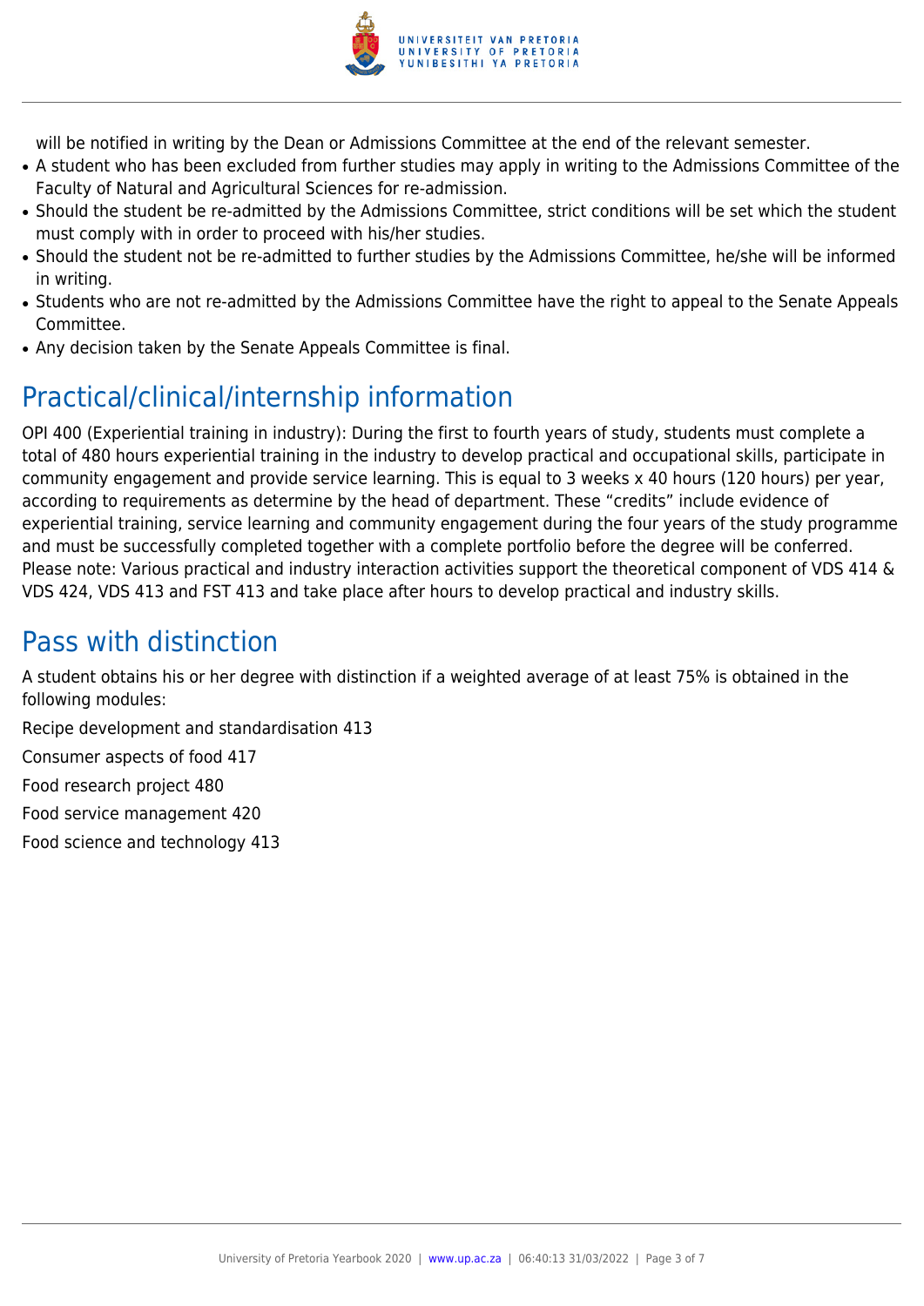will be notified in writing by the Dean or Admissions Committee at the end of the relevant semester.

- A student who has been excluded from further studies may apply in writing to the Admissions Committee of the Faculty of Natural and Agricultural Sciences for re-admission.
- Should the student be re-admitted by the Admissions Committee, strict conditions will be set which the student must comply with in order to proceed with his/her studies.
- Should the student not be re-admitted to further studies by the Admissions Committee, he/she will be informed in writing.
- Students who are not re-admitted by the Admissions Committee have the right to appeal to the Senate Appeals Committee.
- Any decision taken by the Senate Appeals Committee is final.

## Practical/clinical/internship information

OPI 400 (Experiential training in industry): During the first to fourth years of study, students must complete a total of 480 hours experiential training in the industry to develop practical and occupational skills, participate in community engagement and provide service learning. This is equal to 3 weeks x 40 hours (120 hours) per year, according to requirements as determine by the head of department. These "credits" include evidence of experiential training, service learning and community engagement during the four years of the study programme and must be successfully completed together with a complete portfolio before the degree will be conferred. Please note: Various practical and industry interaction activities support the theoretical component of VDS 414 & VDS 424, VDS 413 and FST 413 and take place after hours to develop practical and industry skills.

## Pass with distinction

A student obtains his or her degree with distinction if a weighted average of at least 75% is obtained in the following modules:

Recipe development and standardisation 413

Consumer aspects of food 417

Food research project 480

Food service management 420

Food science and technology 413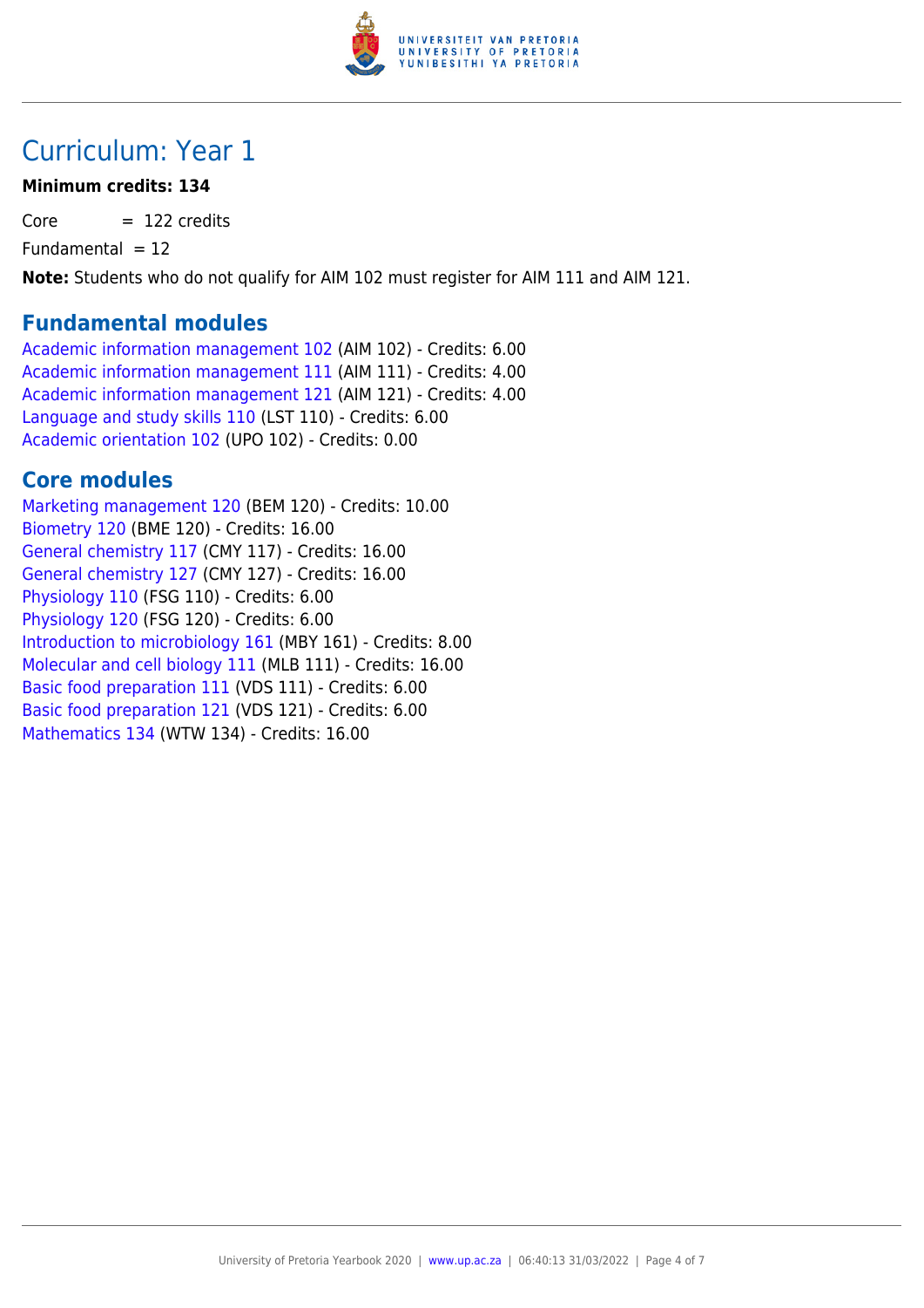# Curriculum: Year 1

**Minimum credits: 134**

Core = 122 credits

Fundamental = 12

**Note:** Students who do not qualify for AIM 102 must register for AIM 111 and AIM 121.

## Fundamental modules

Academic information management 102 (AIM 102) - Credits: 6.00
Academic information management 111 (AIM 111) - Credits: 4.00
Academic information management 121 (AIM 121) - Credits: 4.00
Language and study skills 110 (LST 110) - Credits: 6.00
Academic orientation 102 (UPO 102) - Credits: 0.00

## Core modules

Marketing management 120 (BEM 120) - Credits: 10.00
Biometry 120 (BME 120) - Credits: 16.00
General chemistry 117 (CMY 117) - Credits: 16.00
General chemistry 127 (CMY 127) - Credits: 16.00
Physiology 110 (FSG 110) - Credits: 6.00
Physiology 120 (FSG 120) - Credits: 6.00
Introduction to microbiology 161 (MBY 161) - Credits: 8.00
Molecular and cell biology 111 (MLB 111) - Credits: 16.00
Basic food preparation 111 (VDS 111) - Credits: 6.00
Basic food preparation 121 (VDS 121) - Credits: 6.00
Mathematics 134 (WTW 134) - Credits: 16.00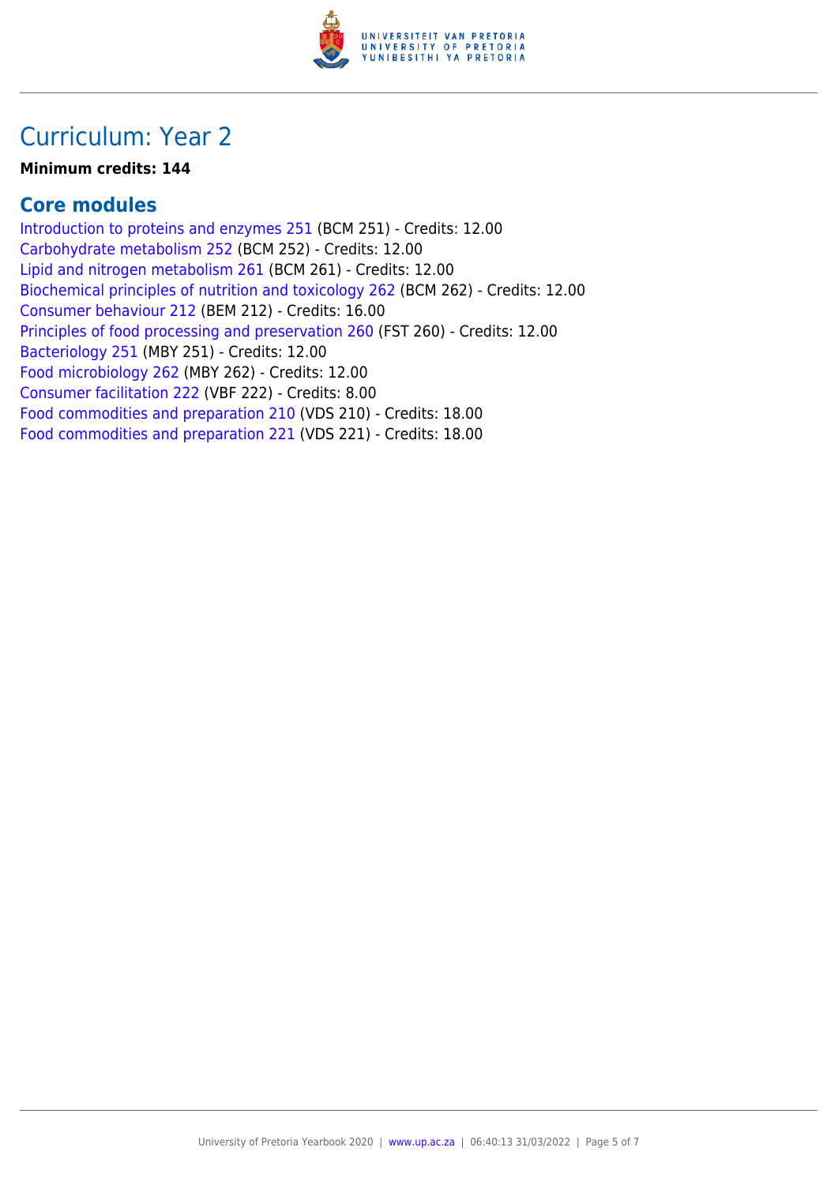# Curriculum: Year 2

**Minimum credits: 144**

## Core modules

Introduction to proteins and enzymes 251 (BCM 251) - Credits: 12.00
Carbohydrate metabolism 252 (BCM 252) - Credits: 12.00
Lipid and nitrogen metabolism 261 (BCM 261) - Credits: 12.00
Biochemical principles of nutrition and toxicology 262 (BCM 262) - Credits: 12.00
Consumer behaviour 212 (BEM 212) - Credits: 16.00
Principles of food processing and preservation 260 (FST 260) - Credits: 12.00
Bacteriology 251 (MBY 251) - Credits: 12.00
Food microbiology 262 (MBY 262) - Credits: 12.00
Consumer facilitation 222 (VBF 222) - Credits: 8.00
Food commodities and preparation 210 (VDS 210) - Credits: 18.00
Food commodities and preparation 221 (VDS 221) - Credits: 18.00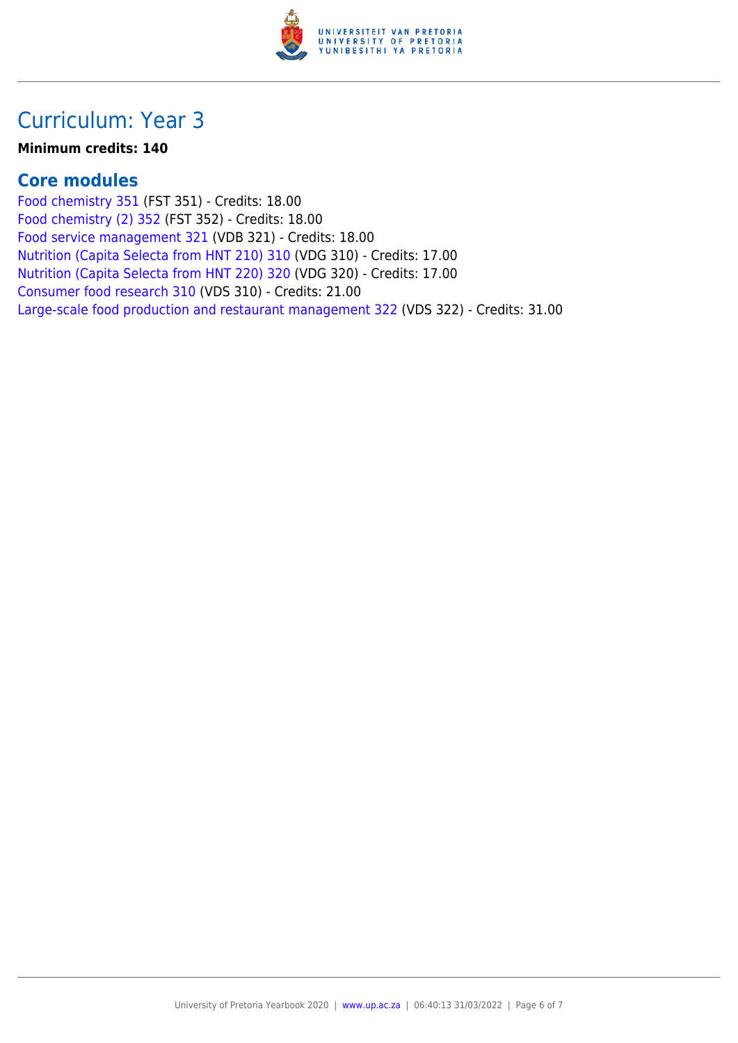# Curriculum: Year 3

**Minimum credits: 140**

## Core modules

Food chemistry 351 (FST 351) - Credits: 18.00
Food chemistry (2) 352 (FST 352) - Credits: 18.00
Food service management 321 (VDB 321) - Credits: 18.00
Nutrition (Capita Selecta from HNT 210) 310 (VDG 310) - Credits: 17.00
Nutrition (Capita Selecta from HNT 220) 320 (VDG 320) - Credits: 17.00
Consumer food research 310 (VDS 310) - Credits: 21.00
Large-scale food production and restaurant management 322 (VDS 322) - Credits: 31.00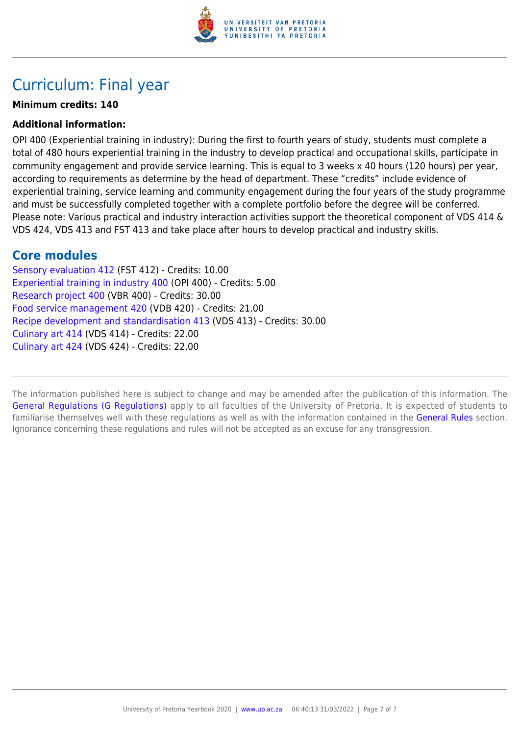# Curriculum: Final year

**Minimum credits: 140**

**Additional information:**

OPI 400 (Experiential training in industry): During the first to fourth years of study, students must complete a total of 480 hours experiential training in the industry to develop practical and occupational skills, participate in community engagement and provide service learning. This is equal to 3 weeks x 40 hours (120 hours) per year, according to requirements as determine by the head of department. These "credits" include evidence of experiential training, service learning and community engagement during the four years of the study programme and must be successfully completed together with a complete portfolio before the degree will be conferred.
Please note: Various practical and industry interaction activities support the theoretical component of VDS 414 & VDS 424, VDS 413 and FST 413 and take place after hours to develop practical and industry skills.

## Core modules

Sensory evaluation 412 (FST 412) - Credits: 10.00
Experiential training in industry 400 (OPI 400) - Credits: 5.00
Research project 400 (VBR 400) - Credits: 30.00
Food service management 420 (VDB 420) - Credits: 21.00
Recipe development and standardisation 413 (VDS 413) - Credits: 30.00
Culinary art 414 (VDS 414) - Credits: 22.00
Culinary art 424 (VDS 424) - Credits: 22.00

The information published here is subject to change and may be amended after the publication of this information. The General Regulations (G Regulations) apply to all faculties of the University of Pretoria. It is expected of students to familiarise themselves well with these regulations as well as with the information contained in the General Rules section. Ignorance concerning these regulations and rules will not be accepted as an excuse for any transgression.